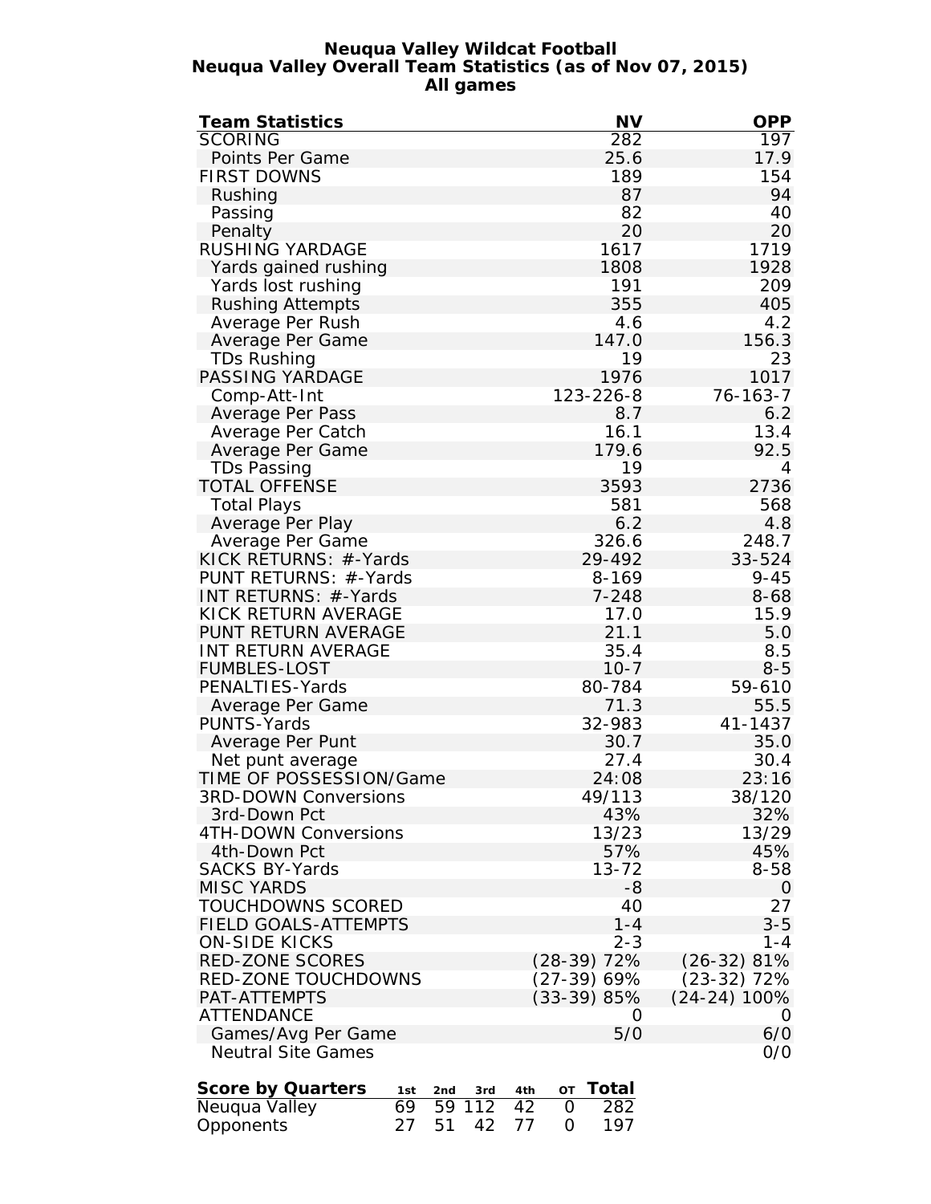# Neuqua Valley Wildcat Football

## Neuqua Valley Overall Team Statistics (as of Nov 07, 2015)

### All games

| Team Statistics | NV | OPP |
|---|---|---|
| SCORING | 282 | 197 |
| Points Per Game | 25.6 | 17.9 |
| FIRST DOWNS | 189 | 154 |
| Rushing | 87 | 94 |
| Passing | 82 | 40 |
| Penalty | 20 | 20 |
| RUSHING YARDAGE | 1617 | 1719 |
| Yards gained rushing | 1808 | 1928 |
| Yards lost rushing | 191 | 209 |
| Rushing Attempts | 355 | 405 |
| Average Per Rush | 4.6 | 4.2 |
| Average Per Game | 147.0 | 156.3 |
| TDs Rushing | 19 | 23 |
| PASSING YARDAGE | 1976 | 1017 |
| Comp-Att-Int | 123-226-8 | 76-163-7 |
| Average Per Pass | 8.7 | 6.2 |
| Average Per Catch | 16.1 | 13.4 |
| Average Per Game | 179.6 | 92.5 |
| TDs Passing | 19 | 4 |
| TOTAL OFFENSE | 3593 | 2736 |
| Total Plays | 581 | 568 |
| Average Per Play | 6.2 | 4.8 |
| Average Per Game | 326.6 | 248.7 |
| KICK RETURNS: #-Yards | 29-492 | 33-524 |
| PUNT RETURNS: #-Yards | 8-169 | 9-45 |
| INT RETURNS: #-Yards | 7-248 | 8-68 |
| KICK RETURN AVERAGE | 17.0 | 15.9 |
| PUNT RETURN AVERAGE | 21.1 | 5.0 |
| INT RETURN AVERAGE | 35.4 | 8.5 |
| FUMBLES-LOST | 10-7 | 8-5 |
| PENALTIES-Yards | 80-784 | 59-610 |
| Average Per Game | 71.3 | 55.5 |
| PUNTS-Yards | 32-983 | 41-1437 |
| Average Per Punt | 30.7 | 35.0 |
| Net punt average | 27.4 | 30.4 |
| TIME OF POSSESSION/Game | 24:08 | 23:16 |
| 3RD-DOWN Conversions | 49/113 | 38/120 |
| 3rd-Down Pct | 43% | 32% |
| 4TH-DOWN Conversions | 13/23 | 13/29 |
| 4th-Down Pct | 57% | 45% |
| SACKS BY-Yards | 13-72 | 8-58 |
| MISC YARDS | -8 | 0 |
| TOUCHDOWNS SCORED | 40 | 27 |
| FIELD GOALS-ATTEMPTS | 1-4 | 3-5 |
| ON-SIDE KICKS | 2-3 | 1-4 |
| RED-ZONE SCORES | (28-39) 72% | (26-32) 81% |
| RED-ZONE TOUCHDOWNS | (27-39) 69% | (23-32) 72% |
| PAT-ATTEMPTS | (33-39) 85% | (24-24) 100% |
| ATTENDANCE | 0 | 0 |
| Games/Avg Per Game | 5/0 | 6/0 |
| Neutral Site Games | | 0/0 |

| Score by Quarters | 1st | 2nd | 3rd | 4th | OT | Total |
|---|---|---|---|---|---|---|
| Neuqua Valley | 69 | 59 | 112 | 42 | 0 | 282 |
| Opponents | 27 | 51 | 42 | 77 | 0 | 197 |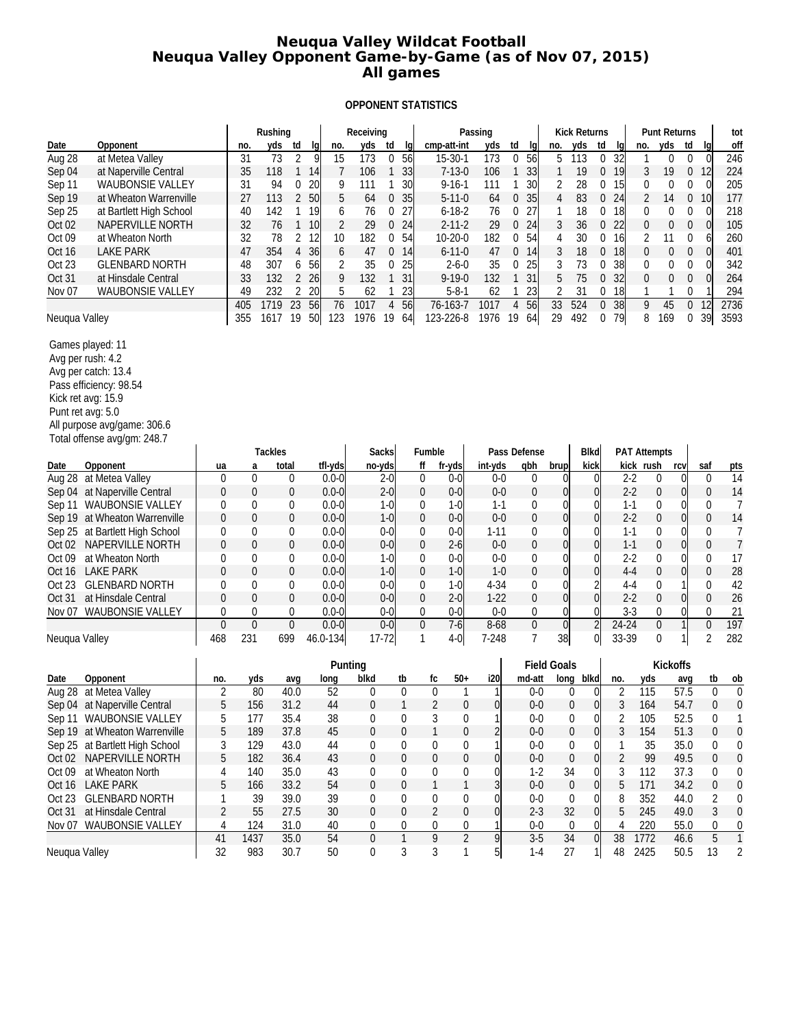# Neuqua Valley Wildcat Football
## Neuqua Valley Opponent Game-by-Game (as of Nov 07, 2015)
## All games

### OPPONENT STATISTICS

| | | Rushing | | | | Receiving | | | | Passing | | | | Kick Returns | | | | Punt Returns | | | | tot |
|---|---|---|---|---|---|---|---|---|---|---|---|---|---|---|---|---|---|---|---|---|---|---|
| Date | Opponent | no. | yds | td | lg | no. | yds | td | lg | cmp-att-int | yds | td | lg | no. | yds | td | lg | no. | yds | td | lg | off |
| Aug 28 | at Metea Valley | 31 | 73 | 2 | 9 | 15 | 173 | 0 | 56 | 15-30-1 | 173 | 0 | 56 | 5 | 113 | 0 | 32 | 1 | 0 | 0 | 0 | 246 |
| Sep 04 | at Naperville Central | 35 | 118 | 1 | 14 | 7 | 106 | 1 | 33 | 7-13-0 | 106 | 1 | 33 | 1 | 19 | 0 | 19 | 3 | 19 | 0 | 12 | 224 |
| Sep 11 | WAUBONSIE VALLEY | 31 | 94 | 0 | 20 | 9 | 111 | 1 | 30 | 9-16-1 | 111 | 1 | 30 | 2 | 28 | 0 | 15 | 0 | 0 | 0 | 0 | 205 |
| Sep 19 | at Wheaton Warrenville | 27 | 113 | 2 | 50 | 5 | 64 | 0 | 35 | 5-11-0 | 64 | 0 | 35 | 4 | 83 | 0 | 24 | 2 | 14 | 0 | 10 | 177 |
| Sep 25 | at Bartlett High School | 40 | 142 | 1 | 19 | 6 | 76 | 0 | 27 | 6-18-2 | 76 | 0 | 27 | 1 | 18 | 0 | 18 | 0 | 0 | 0 | 0 | 218 |
| Oct 02 | NAPERVILLE NORTH | 32 | 76 | 1 | 10 | 2 | 29 | 0 | 24 | 2-11-2 | 29 | 0 | 24 | 3 | 36 | 0 | 22 | 0 | 0 | 0 | 0 | 105 |
| Oct 09 | at Wheaton North | 32 | 78 | 2 | 12 | 10 | 182 | 0 | 54 | 10-20-0 | 182 | 0 | 54 | 4 | 30 | 0 | 16 | 2 | 11 | 0 | 6 | 260 |
| Oct 16 | LAKE PARK | 47 | 354 | 4 | 36 | 6 | 47 | 0 | 14 | 6-11-0 | 47 | 0 | 14 | 3 | 18 | 0 | 18 | 0 | 0 | 0 | 0 | 401 |
| Oct 23 | GLENBARD NORTH | 48 | 307 | 6 | 56 | 2 | 35 | 0 | 25 | 2-6-0 | 35 | 0 | 25 | 3 | 73 | 0 | 38 | 0 | 0 | 0 | 0 | 342 |
| Oct 31 | at Hinsdale Central | 33 | 132 | 2 | 26 | 9 | 132 | 1 | 31 | 9-19-0 | 132 | 1 | 31 | 5 | 75 | 0 | 32 | 0 | 0 | 0 | 0 | 264 |
| Nov 07 | WAUBONSIE VALLEY | 49 | 232 | 2 | 20 | 5 | 62 | 1 | 23 | 5-8-1 | 62 | 1 | 23 | 2 | 31 | 0 | 18 | 1 | 1 | 0 | 1 | 294 |
| | | 405 | 1719 | 23 | 56 | 76 | 1017 | 4 | 56 | 76-163-7 | 1017 | 4 | 56 | 33 | 524 | 0 | 38 | 9 | 45 | 0 | 12 | 2736 |
| Neuqua Valley | | 355 | 1617 | 19 | 50 | 123 | 1976 | 19 | 64 | 123-226-8 | 1976 | 19 | 64 | 29 | 492 | 0 | 79 | 8 | 169 | 0 | 39 | 3593 |

Games played: 11
Avg per rush: 4.2
Avg per catch: 13.4
Pass efficiency: 98.54
Kick ret avg: 15.9
Punt ret avg: 5.0
All purpose avg/game: 306.6
Total offense avg/gm: 248.7

| | | Tackles | | | | Sacks | Fumble | | Pass Defense | | | Blkd | PAT Attempts | | | | |
|---|---|---|---|---|---|---|---|---|---|---|---|---|---|---|---|---|---|
| Date | Opponent | ua | a | total | tfl-yds | no-yds | ff | fr-yds | int-yds | qbh | brup | kick | kick | rush | rcv | saf | pts |
| Aug 28 | at Metea Valley | 0 | 0 | 0 | 0.0-0 | 2-0 | 0 | 0-0 | 0-0 | 0 | 0 | 0 | 2-2 | 0 | 0 | 0 | 14 |
| Sep 04 | at Naperville Central | 0 | 0 | 0 | 0.0-0 | 2-0 | 0 | 0-0 | 0-0 | 0 | 0 | 0 | 2-2 | 0 | 0 | 0 | 14 |
| Sep 11 | WAUBONSIE VALLEY | 0 | 0 | 0 | 0.0-0 | 1-0 | 0 | 1-0 | 1-1 | 0 | 0 | 0 | 1-1 | 0 | 0 | 0 | 7 |
| Sep 19 | at Wheaton Warrenville | 0 | 0 | 0 | 0.0-0 | 1-0 | 0 | 0-0 | 0-0 | 0 | 0 | 0 | 2-2 | 0 | 0 | 0 | 14 |
| Sep 25 | at Bartlett High School | 0 | 0 | 0 | 0.0-0 | 0-0 | 0 | 0-0 | 1-11 | 0 | 0 | 0 | 1-1 | 0 | 0 | 0 | 7 |
| Oct 02 | NAPERVILLE NORTH | 0 | 0 | 0 | 0.0-0 | 0-0 | 0 | 2-6 | 0-0 | 0 | 0 | 0 | 1-1 | 0 | 0 | 0 | 7 |
| Oct 09 | at Wheaton North | 0 | 0 | 0 | 0.0-0 | 1-0 | 0 | 0-0 | 0-0 | 0 | 0 | 0 | 2-2 | 0 | 0 | 0 | 17 |
| Oct 16 | LAKE PARK | 0 | 0 | 0 | 0.0-0 | 1-0 | 0 | 1-0 | 1-0 | 0 | 0 | 0 | 4-4 | 0 | 0 | 0 | 28 |
| Oct 23 | GLENBARD NORTH | 0 | 0 | 0 | 0.0-0 | 0-0 | 0 | 1-0 | 4-34 | 0 | 0 | 2 | 4-4 | 0 | 1 | 0 | 42 |
| Oct 31 | at Hinsdale Central | 0 | 0 | 0 | 0.0-0 | 0-0 | 0 | 2-0 | 1-22 | 0 | 0 | 0 | 2-2 | 0 | 0 | 0 | 26 |
| Nov 07 | WAUBONSIE VALLEY | 0 | 0 | 0 | 0.0-0 | 0-0 | 0 | 0-0 | 0-0 | 0 | 0 | 0 | 3-3 | 0 | 0 | 0 | 21 |
| | | 0 | 0 | 0 | 0.0-0 | 0-0 | 0 | 7-6 | 8-68 | 0 | 0 | 2 | 24-24 | 0 | 1 | 0 | 197 |
| Neuqua Valley | | 468 | 231 | 699 | 46.0-134 | 17-72 | 1 | 4-0 | 7-248 | 7 | 38 | 0 | 33-39 | 0 | 1 | 2 | 282 |

| | | Punting | | | | | | | | | Field Goals | | | Kickoffs | | | | |
|---|---|---|---|---|---|---|---|---|---|---|---|---|---|---|---|---|---|---|
| Date | Opponent | no. | yds | avg | long | blkd | tb | fc | 50+ | i20 | md-att | long | blkd | no. | yds | avg | tb | ob |
| Aug 28 | at Metea Valley | 2 | 80 | 40.0 | 52 | 0 | 0 | 0 | 1 | 1 | 0-0 | 0 | 0 | 2 | 115 | 57.5 | 0 | 0 |
| Sep 04 | at Naperville Central | 5 | 156 | 31.2 | 44 | 0 | 1 | 2 | 0 | 0 | 0-0 | 0 | 0 | 3 | 164 | 54.7 | 0 | 0 |
| Sep 11 | WAUBONSIE VALLEY | 5 | 177 | 35.4 | 38 | 0 | 0 | 3 | 0 | 1 | 0-0 | 0 | 0 | 2 | 105 | 52.5 | 0 | 1 |
| Sep 19 | at Wheaton Warrenville | 5 | 189 | 37.8 | 45 | 0 | 0 | 1 | 0 | 2 | 0-0 | 0 | 0 | 3 | 154 | 51.3 | 0 | 0 |
| Sep 25 | at Bartlett High School | 3 | 129 | 43.0 | 44 | 0 | 0 | 0 | 0 | 1 | 0-0 | 0 | 0 | 1 | 35 | 35.0 | 0 | 0 |
| Oct 02 | NAPERVILLE NORTH | 5 | 182 | 36.4 | 43 | 0 | 0 | 0 | 0 | 0 | 0-0 | 0 | 0 | 2 | 99 | 49.5 | 0 | 0 |
| Oct 09 | at Wheaton North | 4 | 140 | 35.0 | 43 | 0 | 0 | 0 | 0 | 0 | 1-2 | 34 | 0 | 3 | 112 | 37.3 | 0 | 0 |
| Oct 16 | LAKE PARK | 5 | 166 | 33.2 | 54 | 0 | 0 | 1 | 1 | 3 | 0-0 | 0 | 0 | 5 | 171 | 34.2 | 0 | 0 |
| Oct 23 | GLENBARD NORTH | 1 | 39 | 39.0 | 39 | 0 | 0 | 0 | 0 | 0 | 0-0 | 0 | 0 | 8 | 352 | 44.0 | 2 | 0 |
| Oct 31 | at Hinsdale Central | 2 | 55 | 27.5 | 30 | 0 | 0 | 2 | 0 | 0 | 2-3 | 32 | 0 | 5 | 245 | 49.0 | 3 | 0 |
| Nov 07 | WAUBONSIE VALLEY | 4 | 124 | 31.0 | 40 | 0 | 0 | 0 | 0 | 1 | 0-0 | 0 | 0 | 4 | 220 | 55.0 | 0 | 0 |
| | | 41 | 1437 | 35.0 | 54 | 0 | 1 | 9 | 2 | 9 | 3-5 | 34 | 0 | 38 | 1772 | 46.6 | 5 | 1 |
| Neuqua Valley | | 32 | 983 | 30.7 | 50 | 0 | 3 | 3 | 1 | 5 | 1-4 | 27 | 1 | 48 | 2425 | 50.5 | 13 | 2 |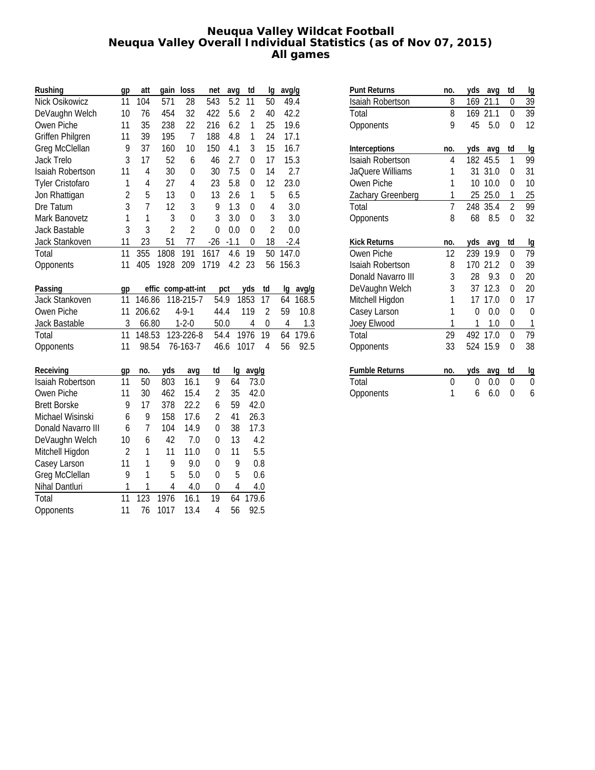# Neuqua Valley Wildcat Football
## Neuqua Valley Overall Individual Statistics (as of Nov 07, 2015)
## All games

| Rushing | gp | att | gain | loss | net | avg | td | lg | avg/g |
|---|---|---|---|---|---|---|---|---|---|
| Nick Osikowicz | 11 | 104 | 571 | 28 | 543 | 5.2 | 11 | 50 | 49.4 |
| DeVaughn Welch | 10 | 76 | 454 | 32 | 422 | 5.6 | 2 | 40 | 42.2 |
| Owen Piche | 11 | 35 | 238 | 22 | 216 | 6.2 | 1 | 25 | 19.6 |
| Griffen Philgren | 11 | 39 | 195 | 7 | 188 | 4.8 | 1 | 24 | 17.1 |
| Greg McClellan | 9 | 37 | 160 | 10 | 150 | 4.1 | 3 | 15 | 16.7 |
| Jack Trelo | 3 | 17 | 52 | 6 | 46 | 2.7 | 0 | 17 | 15.3 |
| Isaiah Robertson | 11 | 4 | 30 | 0 | 30 | 7.5 | 0 | 14 | 2.7 |
| Tyler Cristofaro | 1 | 4 | 27 | 4 | 23 | 5.8 | 0 | 12 | 23.0 |
| Jon Rhattigan | 2 | 5 | 13 | 0 | 13 | 2.6 | 1 | 5 | 6.5 |
| Dre Tatum | 3 | 7 | 12 | 3 | 9 | 1.3 | 0 | 4 | 3.0 |
| Mark Banovetz | 1 | 1 | 3 | 0 | 3 | 3.0 | 0 | 3 | 3.0 |
| Jack Bastable | 3 | 3 | 2 | 2 | 0 | 0.0 | 0 | 2 | 0.0 |
| Jack Stankoven | 11 | 23 | 51 | 77 | -26 | -1.1 | 0 | 18 | -2.4 |
| Total | 11 | 355 | 1808 | 191 | 1617 | 4.6 | 19 | 50 | 147.0 |
| Opponents | 11 | 405 | 1928 | 209 | 1719 | 4.2 | 23 | 56 | 156.3 |

| Passing | gp | effic | comp-att-int | pct | yds | td | lg | avg/g |
|---|---|---|---|---|---|---|---|---|
| Jack Stankoven | 11 | 146.86 | 118-215-7 | 54.9 | 1853 | 17 | 64 | 168.5 |
| Owen Piche | 11 | 206.62 | 4-9-1 | 44.4 | 119 | 2 | 59 | 10.8 |
| Jack Bastable | 3 | 66.80 | 1-2-0 | 50.0 | 4 | 0 | 4 | 1.3 |
| Total | 11 | 148.53 | 123-226-8 | 54.4 | 1976 | 19 | 64 | 179.6 |
| Opponents | 11 | 98.54 | 76-163-7 | 46.6 | 1017 | 4 | 56 | 92.5 |

| Receiving | gp | no. | yds | avg | td | lg | avg/g |
|---|---|---|---|---|---|---|---|
| Isaiah Robertson | 11 | 50 | 803 | 16.1 | 9 | 64 | 73.0 |
| Owen Piche | 11 | 30 | 462 | 15.4 | 2 | 35 | 42.0 |
| Brett Borske | 9 | 17 | 378 | 22.2 | 6 | 59 | 42.0 |
| Michael Wisinski | 6 | 9 | 158 | 17.6 | 2 | 41 | 26.3 |
| Donald Navarro III | 6 | 7 | 104 | 14.9 | 0 | 38 | 17.3 |
| DeVaughn Welch | 10 | 6 | 42 | 7.0 | 0 | 13 | 4.2 |
| Mitchell Higdon | 2 | 1 | 11 | 11.0 | 0 | 11 | 5.5 |
| Casey Larson | 11 | 1 | 9 | 9.0 | 0 | 9 | 0.8 |
| Greg McClellan | 9 | 1 | 5 | 5.0 | 0 | 5 | 0.6 |
| Nihal Dantluri | 1 | 1 | 4 | 4.0 | 0 | 4 | 4.0 |
| Total | 11 | 123 | 1976 | 16.1 | 19 | 64 | 179.6 |
| Opponents | 11 | 76 | 1017 | 13.4 | 4 | 56 | 92.5 |

| Punt Returns | no. | yds | avg | td | lg |
|---|---|---|---|---|---|
| Isaiah Robertson | 8 | 169 | 21.1 | 0 | 39 |
| Total | 8 | 169 | 21.1 | 0 | 39 |
| Opponents | 9 | 45 | 5.0 | 0 | 12 |

| Interceptions | no. | yds | avg | td | lg |
|---|---|---|---|---|---|
| Isaiah Robertson | 4 | 182 | 45.5 | 1 | 99 |
| JaQuere Williams | 1 | 31 | 31.0 | 0 | 31 |
| Owen Piche | 1 | 10 | 10.0 | 0 | 10 |
| Zachary Greenberg | 1 | 25 | 25.0 | 1 | 25 |
| Total | 7 | 248 | 35.4 | 2 | 99 |
| Opponents | 8 | 68 | 8.5 | 0 | 32 |

| Kick Returns | no. | yds | avg | td | lg |
|---|---|---|---|---|---|
| Owen Piche | 12 | 239 | 19.9 | 0 | 79 |
| Isaiah Robertson | 8 | 170 | 21.2 | 0 | 39 |
| Donald Navarro III | 3 | 28 | 9.3 | 0 | 20 |
| DeVaughn Welch | 3 | 37 | 12.3 | 0 | 20 |
| Mitchell Higdon | 1 | 17 | 17.0 | 0 | 17 |
| Casey Larson | 1 | 0 | 0.0 | 0 | 0 |
| Joey Elwood | 1 | 1 | 1.0 | 0 | 1 |
| Total | 29 | 492 | 17.0 | 0 | 79 |
| Opponents | 33 | 524 | 15.9 | 0 | 38 |

| Fumble Returns | no. | yds | avg | td | lg |
|---|---|---|---|---|---|
| Total | 0 | 0 | 0.0 | 0 | 0 |
| Opponents | 1 | 6 | 6.0 | 0 | 6 |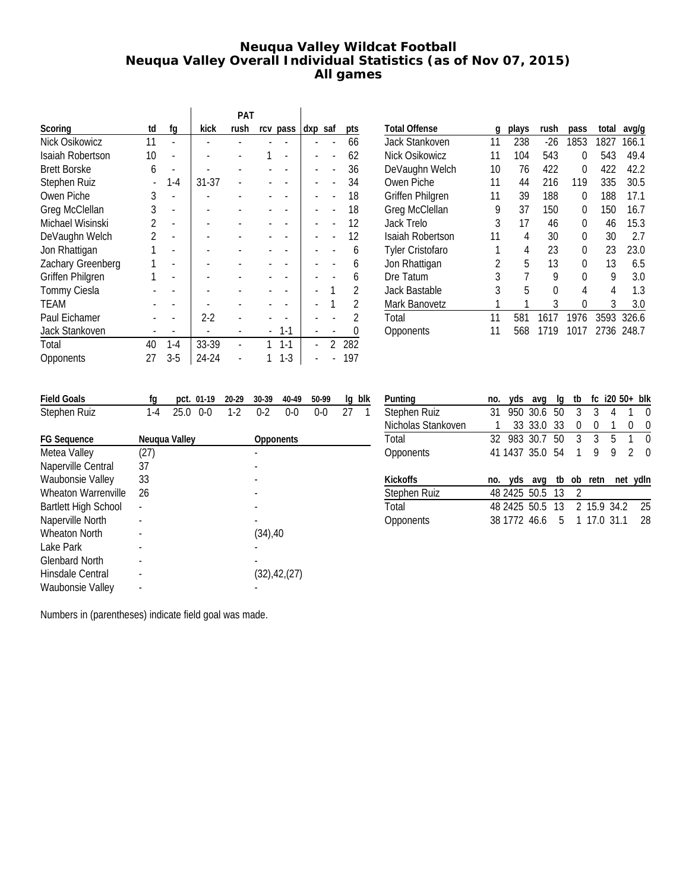# Neuqua Valley Wildcat Football
## Neuqua Valley Overall Individual Statistics (as of Nov 07, 2015)
### All games

| Scoring | td | fg | PAT kick | PAT rush | PAT rcv | PAT pass | dxp | saf | pts |
|---|---|---|---|---|---|---|---|---|---|
| Nick Osikowicz | 11 | - | - | - | - | - | - | - | 66 |
| Isaiah Robertson | 10 | - | - | - | 1 | - | - | - | 62 |
| Brett Borske | 6 | - | - | - | - | - | - | - | 36 |
| Stephen Ruiz | - | 1-4 | 31-37 | - | - | - | - | - | 34 |
| Owen Piche | 3 | - | - | - | - | - | - | - | 18 |
| Greg McClellan | 3 | - | - | - | - | - | - | - | 18 |
| Michael Wisinski | 2 | - | - | - | - | - | - | - | 12 |
| DeVaughn Welch | 2 | - | - | - | - | - | - | - | 12 |
| Jon Rhattigan | 1 | - | - | - | - | - | - | - | 6 |
| Zachary Greenberg | 1 | - | - | - | - | - | - | - | 6 |
| Griffen Philgren | 1 | - | - | - | - | - | - | - | 6 |
| Tommy Ciesla | - | - | - | - | - | - | - | 1 | 2 |
| TEAM | - | - | - | - | - | - | - | 1 | 2 |
| Paul Eichamer | - | - | 2-2 | - | - | - | - | - | 2 |
| Jack Stankoven | - | - | - | - | - | 1-1 | - | - | 0 |
| Total | 40 | 1-4 | 33-39 | - | 1 | 1-1 | - | 2 | 282 |
| Opponents | 27 | 3-5 | 24-24 | - | 1 | 1-3 | - | - | 197 |

| Total Offense | g | plays | rush | pass | total | avg/g |
|---|---|---|---|---|---|---|
| Jack Stankoven | 11 | 238 | -26 | 1853 | 1827 | 166.1 |
| Nick Osikowicz | 11 | 104 | 543 | 0 | 543 | 49.4 |
| DeVaughn Welch | 10 | 76 | 422 | 0 | 422 | 42.2 |
| Owen Piche | 11 | 44 | 216 | 119 | 335 | 30.5 |
| Griffen Philgren | 11 | 39 | 188 | 0 | 188 | 17.1 |
| Greg McClellan | 9 | 37 | 150 | 0 | 150 | 16.7 |
| Jack Trelo | 3 | 17 | 46 | 0 | 46 | 15.3 |
| Isaiah Robertson | 11 | 4 | 30 | 0 | 30 | 2.7 |
| Tyler Cristofaro | 1 | 4 | 23 | 0 | 23 | 23.0 |
| Jon Rhattigan | 2 | 5 | 13 | 0 | 13 | 6.5 |
| Dre Tatum | 3 | 7 | 9 | 0 | 9 | 3.0 |
| Jack Bastable | 3 | 5 | 0 | 4 | 4 | 1.3 |
| Mark Banovetz | 1 | 1 | 3 | 0 | 3 | 3.0 |
| Total | 11 | 581 | 1617 | 1976 | 3593 | 326.6 |
| Opponents | 11 | 568 | 1719 | 1017 | 2736 | 248.7 |

| Field Goals | fg | pct. | 01-19 | 20-29 | 30-39 | 40-49 | 50-99 | lg | blk |
|---|---|---|---|---|---|---|---|---|---|
| Stephen Ruiz | 1-4 | 25.0 | 0-0 | 1-2 | 0-2 | 0-0 | 0-0 | 27 | 1 |

| FG Sequence | Neuqua Valley | Opponents |
|---|---|---|
| Metea Valley | (27) | - |
| Naperville Central | 37 | - |
| Waubonsie Valley | 33 | - |
| Wheaton Warrenville | 26 | - |
| Bartlett High School | - | - |
| Naperville North | - | - |
| Wheaton North | - | (34),40 |
| Lake Park | - | - |
| Glenbard North | - | - |
| Hinsdale Central | - | (32),42,(27) |
| Waubonsie Valley | - | - |

Numbers in (parentheses) indicate field goal was made.

| Punting | no. | yds | avg | lg | tb | fc | i20 | 50+ | blk |
|---|---|---|---|---|---|---|---|---|---|
| Stephen Ruiz | 31 | 950 | 30.6 | 50 | 3 | 3 | 4 | 1 | 0 |
| Nicholas Stankoven | 1 | 33 | 33.0 | 33 | 0 | 0 | 1 | 0 | 0 |
| Total | 32 | 983 | 30.7 | 50 | 3 | 3 | 5 | 1 | 0 |
| Opponents | 41 | 1437 | 35.0 | 54 | 1 | 9 | 9 | 2 | 0 |

| Kickoffs | no. | yds | avg | tb | ob | retn | net | ydln |
|---|---|---|---|---|---|---|---|---|
| Stephen Ruiz | 48 | 2425 | 50.5 | 13 | 2 | | | |
| Total | 48 | 2425 | 50.5 | 13 | 2 | 15.9 | 34.2 | 25 |
| Opponents | 38 | 1772 | 46.6 | 5 | 1 | 17.0 | 31.1 | 28 |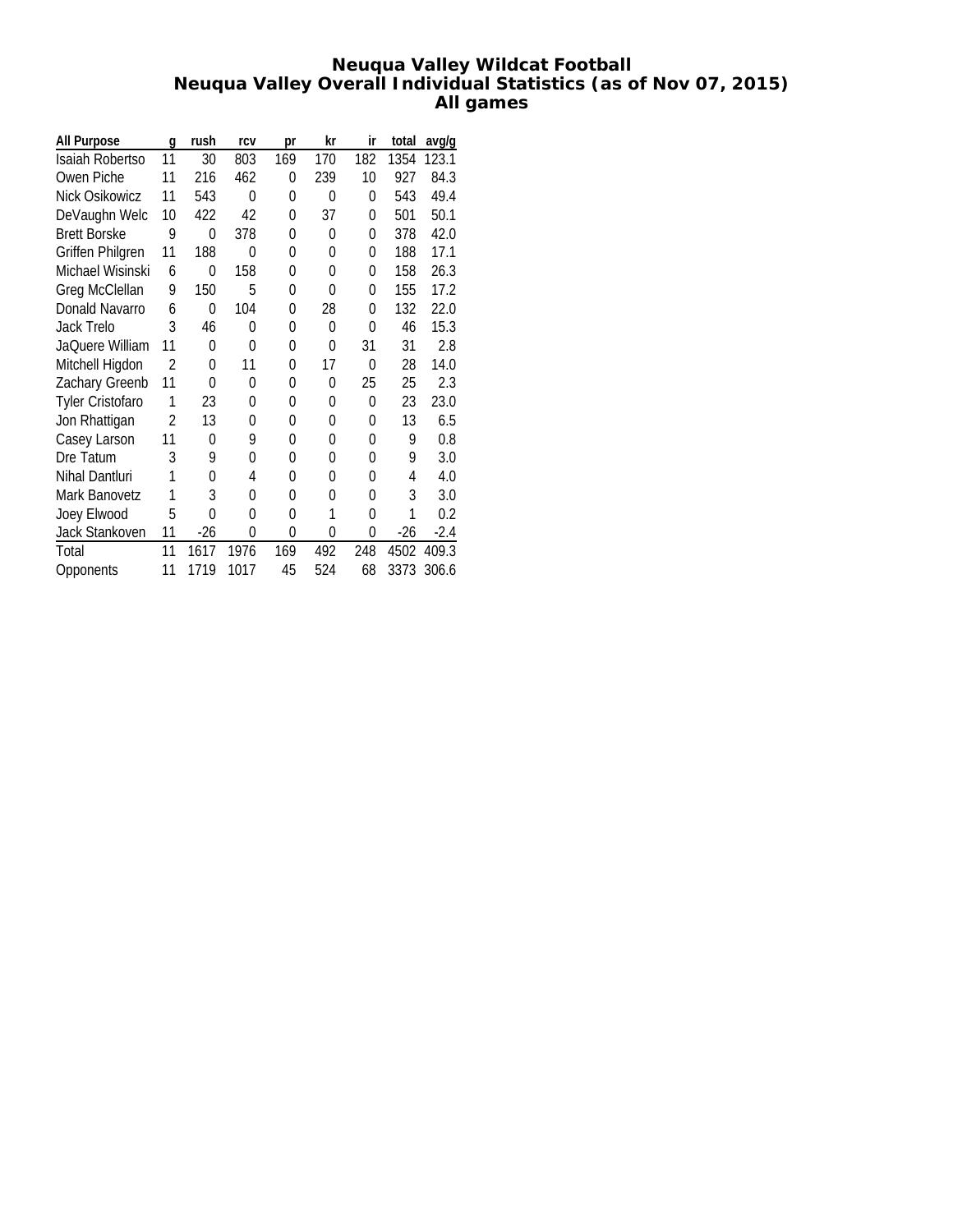# Neuqua Valley Wildcat Football
## Neuqua Valley Overall Individual Statistics (as of Nov 07, 2015)
### All games

| All Purpose | g | rush | rcv | pr | kr | ir | total | avg/g |
|---|---|---|---|---|---|---|---|---|
| Isaiah Robertso | 11 | 30 | 803 | 169 | 170 | 182 | 1354 | 123.1 |
| Owen Piche | 11 | 216 | 462 | 0 | 239 | 10 | 927 | 84.3 |
| Nick Osikowicz | 11 | 543 | 0 | 0 | 0 | 0 | 543 | 49.4 |
| DeVaughn Welc | 10 | 422 | 42 | 0 | 37 | 0 | 501 | 50.1 |
| Brett Borske | 9 | 0 | 378 | 0 | 0 | 0 | 378 | 42.0 |
| Griffen Philgren | 11 | 188 | 0 | 0 | 0 | 0 | 188 | 17.1 |
| Michael Wisinski | 6 | 0 | 158 | 0 | 0 | 0 | 158 | 26.3 |
| Greg McClellan | 9 | 150 | 5 | 0 | 0 | 0 | 155 | 17.2 |
| Donald Navarro | 6 | 0 | 104 | 0 | 28 | 0 | 132 | 22.0 |
| Jack Trelo | 3 | 46 | 0 | 0 | 0 | 0 | 46 | 15.3 |
| JaQuere William | 11 | 0 | 0 | 0 | 0 | 31 | 31 | 2.8 |
| Mitchell Higdon | 2 | 0 | 11 | 0 | 17 | 0 | 28 | 14.0 |
| Zachary Greenb | 11 | 0 | 0 | 0 | 0 | 25 | 25 | 2.3 |
| Tyler Cristofaro | 1 | 23 | 0 | 0 | 0 | 0 | 23 | 23.0 |
| Jon Rhattigan | 2 | 13 | 0 | 0 | 0 | 0 | 13 | 6.5 |
| Casey Larson | 11 | 0 | 9 | 0 | 0 | 0 | 9 | 0.8 |
| Dre Tatum | 3 | 9 | 0 | 0 | 0 | 0 | 9 | 3.0 |
| Nihal Dantluri | 1 | 0 | 4 | 0 | 0 | 0 | 4 | 4.0 |
| Mark Banovetz | 1 | 3 | 0 | 0 | 0 | 0 | 3 | 3.0 |
| Joey Elwood | 5 | 0 | 0 | 0 | 1 | 0 | 1 | 0.2 |
| Jack Stankoven | 11 | -26 | 0 | 0 | 0 | 0 | -26 | -2.4 |
| Total | 11 | 1617 | 1976 | 169 | 492 | 248 | 4502 | 409.3 |
| Opponents | 11 | 1719 | 1017 | 45 | 524 | 68 | 3373 | 306.6 |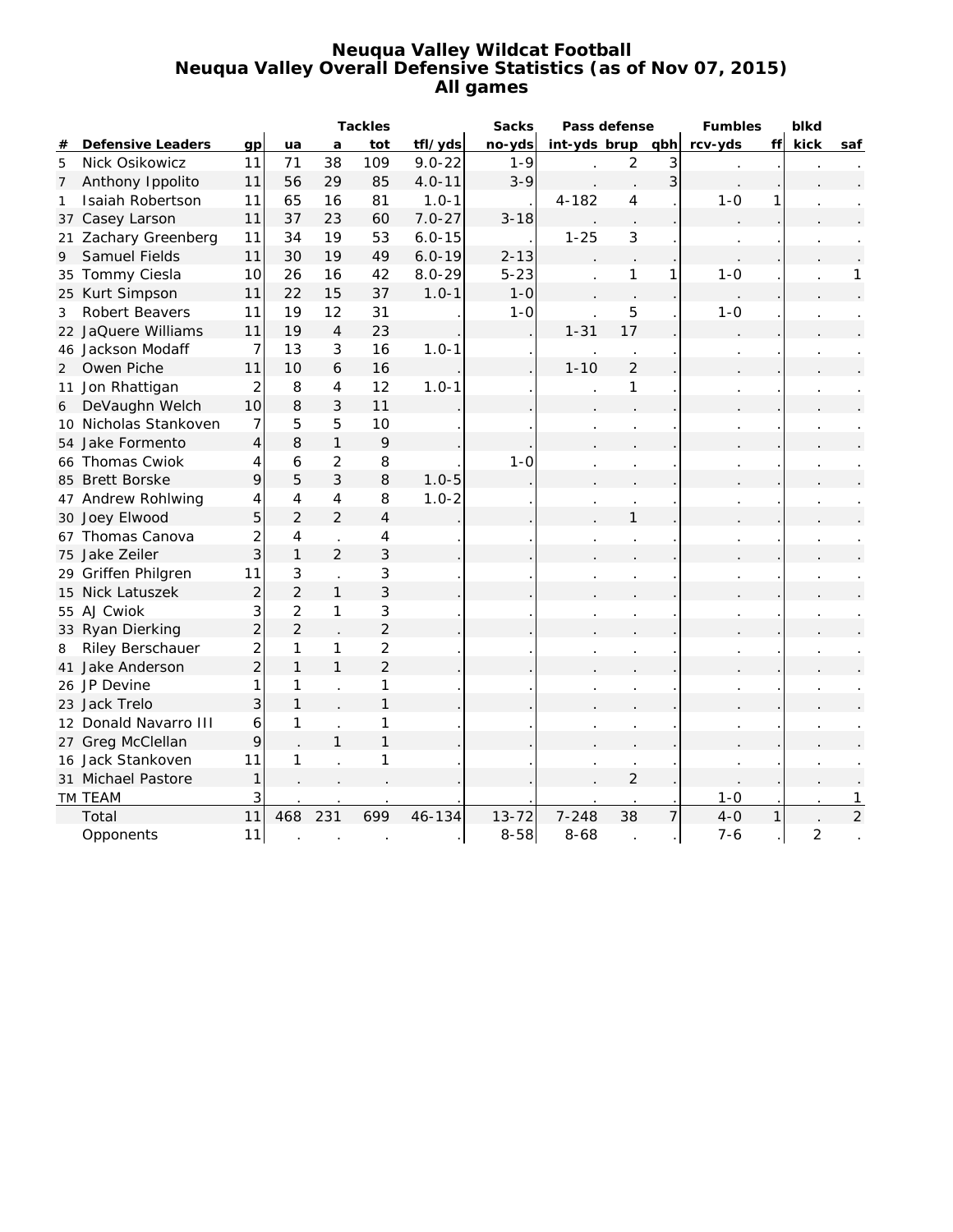# Neuqua Valley Wildcat Football
## Neuqua Valley Overall Defensive Statistics (as of Nov 07, 2015)
### All games

| | | | Tackles | | | | Sacks | Pass defense | | | Fumbles | | blkd | |
|---|---|---|---|---|---|---|---|---|---|---|---|---|---|---|
| # | Defensive Leaders | gp | ua | a | tot | tfl/yds | no-yds | int-yds | brup | qbh | rcv-yds | ff | kick | saf |
| 5 | Nick Osikowicz | 11 | 71 | 38 | 109 | 9.0-22 | 1-9 | . | 2 | 3 | . | . | . | . |
| 7 | Anthony Ippolito | 11 | 56 | 29 | 85 | 4.0-11 | 3-9 | . | . | 3 | . | . | . | . |
| 1 | Isaiah Robertson | 11 | 65 | 16 | 81 | 1.0-1 | . | 4-182 | 4 | . | 1-0 | 1 | . | . |
| 37 | Casey Larson | 11 | 37 | 23 | 60 | 7.0-27 | 3-18 | . | . | . | . | . | . | . |
| 21 | Zachary Greenberg | 11 | 34 | 19 | 53 | 6.0-15 | . | 1-25 | 3 | . | . | . | . | . |
| 9 | Samuel Fields | 11 | 30 | 19 | 49 | 6.0-19 | 2-13 | . | . | . | . | . | . | . |
| 35 | Tommy Ciesla | 10 | 26 | 16 | 42 | 8.0-29 | 5-23 | . | 1 | 1 | 1-0 | . | . | 1 |
| 25 | Kurt Simpson | 11 | 22 | 15 | 37 | 1.0-1 | 1-0 | . | . | . | . | . | . | . |
| 3 | Robert Beavers | 11 | 19 | 12 | 31 | . | 1-0 | . | 5 | . | 1-0 | . | . | . |
| 22 | JaQuere Williams | 11 | 19 | 4 | 23 | . | . | 1-31 | 17 | . | . | . | . | . |
| 46 | Jackson Modaff | 7 | 13 | 3 | 16 | 1.0-1 | . | . | . | . | . | . | . | . |
| 2 | Owen Piche | 11 | 10 | 6 | 16 | . | . | 1-10 | 2 | . | . | . | . | . |
| 11 | Jon Rhattigan | 2 | 8 | 4 | 12 | 1.0-1 | . | . | 1 | . | . | . | . | . |
| 6 | DeVaughn Welch | 10 | 8 | 3 | 11 | . | . | . | . | . | . | . | . | . |
| 10 | Nicholas Stankoven | 7 | 5 | 5 | 10 | . | . | . | . | . | . | . | . | . |
| 54 | Jake Formento | 4 | 8 | 1 | 9 | . | . | . | . | . | . | . | . | . |
| 66 | Thomas Cwiok | 4 | 6 | 2 | 8 | . | 1-0 | . | . | . | . | . | . | . |
| 85 | Brett Borske | 9 | 5 | 3 | 8 | 1.0-5 | . | . | . | . | . | . | . | . |
| 47 | Andrew Rohlwing | 4 | 4 | 4 | 8 | 1.0-2 | . | . | . | . | . | . | . | . |
| 30 | Joey Elwood | 5 | 2 | 2 | 4 | . | . | . | 1 | . | . | . | . | . |
| 67 | Thomas Canova | 2 | 4 | . | 4 | . | . | . | . | . | . | . | . | . |
| 75 | Jake Zeiler | 3 | 1 | 2 | 3 | . | . | . | . | . | . | . | . | . |
| 29 | Griffen Philgren | 11 | 3 | . | 3 | . | . | . | . | . | . | . | . | . |
| 15 | Nick Latuszek | 2 | 2 | 1 | 3 | . | . | . | . | . | . | . | . | . |
| 55 | AJ Cwiok | 3 | 2 | 1 | 3 | . | . | . | . | . | . | . | . | . |
| 33 | Ryan Dierking | 2 | 2 | . | 2 | . | . | . | . | . | . | . | . | . |
| 8 | Riley Berschauer | 2 | 1 | 1 | 2 | . | . | . | . | . | . | . | . | . |
| 41 | Jake Anderson | 2 | 1 | 1 | 2 | . | . | . | . | . | . | . | . | . |
| 26 | JP Devine | 1 | 1 | . | 1 | . | . | . | . | . | . | . | . | . |
| 23 | Jack Trelo | 3 | 1 | . | 1 | . | . | . | . | . | . | . | . | . |
| 12 | Donald Navarro III | 6 | 1 | . | 1 | . | . | . | . | . | . | . | . | . |
| 27 | Greg McClellan | 9 | . | 1 | 1 | . | . | . | . | . | . | . | . | . |
| 16 | Jack Stankoven | 11 | 1 | . | 1 | . | . | . | . | . | . | . | . | . |
| 31 | Michael Pastore | 1 | . | . | . | . | . | . | 2 | . | . | . | . | . |
| TM | TEAM | 3 | . | . | . | . | . | . | . | . | 1-0 | . | . | 1 |
| | Total | 11 | 468 | 231 | 699 | 46-134 | 13-72 | 7-248 | 38 | 7 | 4-0 | 1 | . | 2 |
| | Opponents | 11 | . | . | . | . | 8-58 | 8-68 | . | . | 7-6 | . | 2 | . |